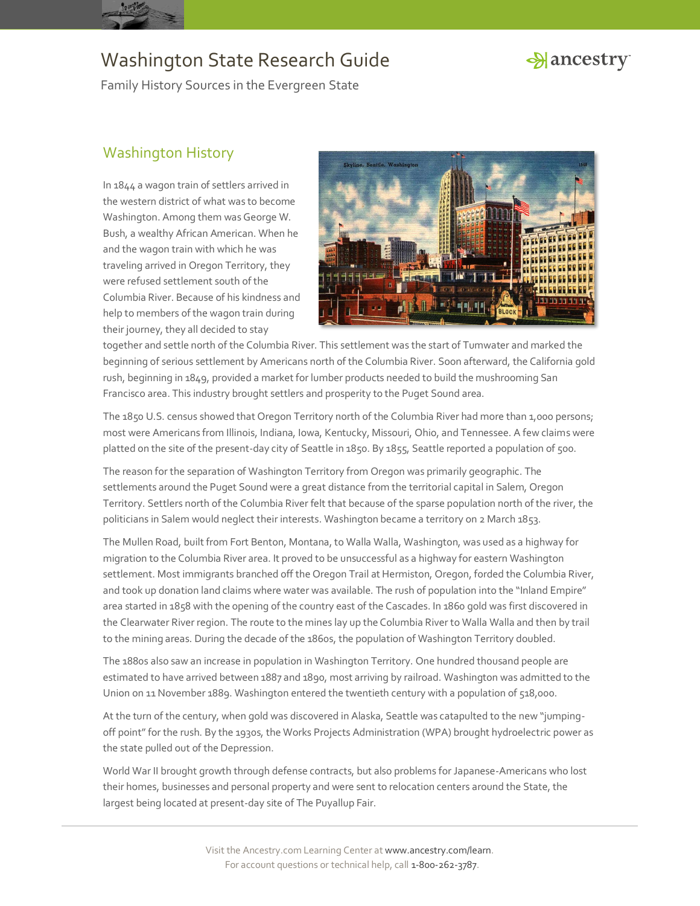# Washington State Research Guide

Family History Sources in the Evergreen State

## Washington History

In 1844 a wagon train of settlers arrived in the western district of what was to become Washington. Among them was George W. Bush, a wealthy African American. When he and the wagon train with which he was traveling arrived in Oregon Territory, they were refused settlement south of the Columbia River. Because of his kindness and help to members of the wagon train during their journey, they all decided to stay together and settle north of the Columbia River. This settlement was the start of Tumwater and marked the beginning of serious settlement by Americans north of the Columbia River. Soon afterward, the California gold rush, beginning in 1849, provided a market for lumber products needed to build the mushrooming San Francisco area. This industry brought settlers and prosperity to the Puget Sound area.

The 1850 U.S. census showed that Oregon Territory north of the Columbia River had more than 1,000 persons; most were Americans from Illinois, Indiana, Iowa, Kentucky, Missouri, Ohio, and Tennessee. A few claims were platted on the site of the present-day city of Seattle in 1850. By 1855, Seattle reported a population of 500.

The reason for the separation of Washington Territory from Oregon was primarily geographic. The settlements around the Puget Sound were a great distance from the territorial capital in Salem, Oregon Territory. Settlers north of the Columbia River felt that because of the sparse population north of the river, the politicians in Salem would neglect their interests. Washington became a territory on 2 March 1853.

The Mullen Road, built from Fort Benton, Montana, to Walla Walla, Washington, was used as a highway for migration to the Columbia River area. It proved to be unsuccessful as a highway for eastern Washington settlement. Most immigrants branched off the Oregon Trail at Hermiston, Oregon, forded the Columbia River, and took up donation land claims where water was available. The rush of population into the "Inland Empire" area started in 1858 with the opening of the country east of the Cascades. In 1860 gold was first discovered in the Clearwater River region. The route to the mines lay up the Columbia River to Walla Walla and then by trail to the mining areas. During the decade of the 1860s, the population of Washington Territory doubled.

The 1880s also saw an increase in population in Washington Territory. One hundred thousand people are estimated to have arrived between 1887 and 1890, most arriving by railroad. Washington was admitted to the Union on 11 November 1889. Washington entered the twentieth century with a population of 518,000.

At the turn of the century, when gold was discovered in Alaska, Seattle was catapulted to the new "jumping-off point" for the rush. By the 1930s, the Works Projects Administration (WPA) brought hydroelectric power as the state pulled out of the Depression.

World War II brought growth through defense contracts, but also problems for Japanese-Americans who lost their homes, businesses and personal property and were sent to relocation centers around the State, the largest being located at present-day site of The Puyallup Fair.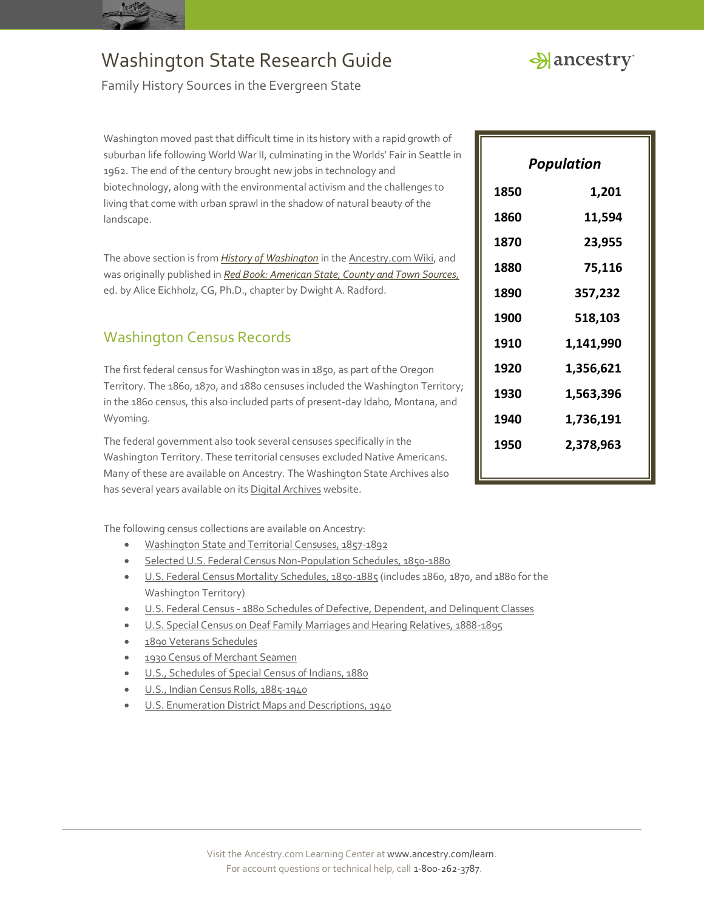Washington moved past that difficult time in its history with a rapid growth of suburban life following World War II, culminating in the Worlds' Fair in Seattle in 1962. The end of the century brought new jobs in technology and biotechnology, along with the environmental activism and the challenges to living that come with urban sprawl in the shadow of natural beauty of the landscape.

The above section is from *History of Washington* in the Ancestry.com Wiki, and was originally published in *Red Book: American State, County and Town Sources,* ed. by Alice Eichholz, CG, Ph.D., chapter by Dwight A. Radford.

| *Population* | |
|---|---|
| 1850 | 1,201 |
| 1860 | 11,594 |
| 1870 | 23,955 |
| 1880 | 75,116 |
| 1890 | 357,232 |
| 1900 | 518,103 |
| 1910 | 1,141,990 |
| 1920 | 1,356,621 |
| 1930 | 1,563,396 |
| 1940 | 1,736,191 |
| 1950 | 2,378,963 |

## Washington Census Records

The first federal census for Washington was in 1850, as part of the Oregon Territory. The 1860, 1870, and 1880 censuses included the Washington Territory; in the 1860 census, this also included parts of present-day Idaho, Montana, and Wyoming.

The federal government also took several censuses specifically in the Washington Territory. These territorial censuses excluded Native Americans. Many of these are available on Ancestry. The Washington State Archives also has several years available on its Digital Archives website.

The following census collections are available on Ancestry:

- Washington State and Territorial Censuses, 1857-1892
- Selected U.S. Federal Census Non-Population Schedules, 1850-1880
- U.S. Federal Census Mortality Schedules, 1850-1885 (includes 1860, 1870, and 1880 for the Washington Territory)
- U.S. Federal Census - 1880 Schedules of Defective, Dependent, and Delinquent Classes
- U.S. Special Census on Deaf Family Marriages and Hearing Relatives, 1888-1895
- 1890 Veterans Schedules
- 1930 Census of Merchant Seamen
- U.S., Schedules of Special Census of Indians, 1880
- U.S., Indian Census Rolls, 1885-1940
- U.S. Enumeration District Maps and Descriptions, 1940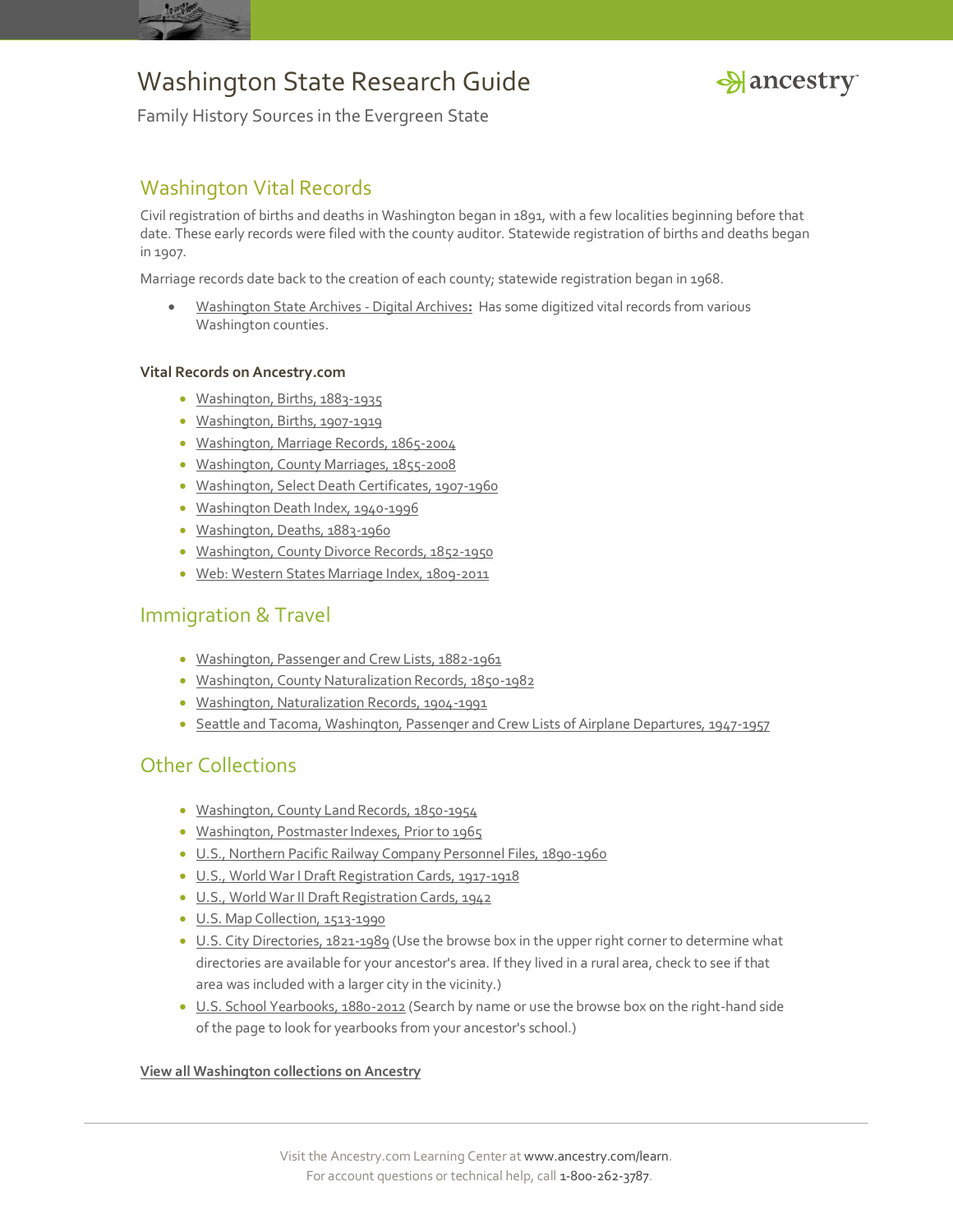# Washington State Research Guide

Family History Sources in the Evergreen State

## Washington Vital Records

Civil registration of births and deaths in Washington began in 1891, with a few localities beginning before that date. These early records were filed with the county auditor. Statewide registration of births and deaths began in 1907.

Marriage records date back to the creation of each county; statewide registration began in 1968.

- Washington State Archives - Digital Archives**:** Has some digitized vital records from various Washington counties.

**Vital Records on Ancestry.com**

- Washington, Births, 1883-1935
- Washington, Births, 1907-1919
- Washington, Marriage Records, 1865-2004
- Washington, County Marriages, 1855-2008
- Washington, Select Death Certificates, 1907-1960
- Washington Death Index, 1940-1996
- Washington, Deaths, 1883-1960
- Washington, County Divorce Records, 1852-1950
- Web: Western States Marriage Index, 1809-2011

## Immigration & Travel

- Washington, Passenger and Crew Lists, 1882-1961
- Washington, County Naturalization Records, 1850-1982
- Washington, Naturalization Records, 1904-1991
- Seattle and Tacoma, Washington, Passenger and Crew Lists of Airplane Departures, 1947-1957

## Other Collections

- Washington, County Land Records, 1850-1954
- Washington, Postmaster Indexes, Prior to 1965
- U.S., Northern Pacific Railway Company Personnel Files, 1890-1960
- U.S., World War I Draft Registration Cards, 1917-1918
- U.S., World War II Draft Registration Cards, 1942
- U.S. Map Collection, 1513-1990
- U.S. City Directories, 1821-1989 (Use the browse box in the upper right corner to determine what directories are available for your ancestor's area. If they lived in a rural area, check to see if that area was included with a larger city in the vicinity.)
- U.S. School Yearbooks, 1880-2012 (Search by name or use the browse box on the right-hand side of the page to look for yearbooks from your ancestor's school.)

**View all Washington collections on Ancestry**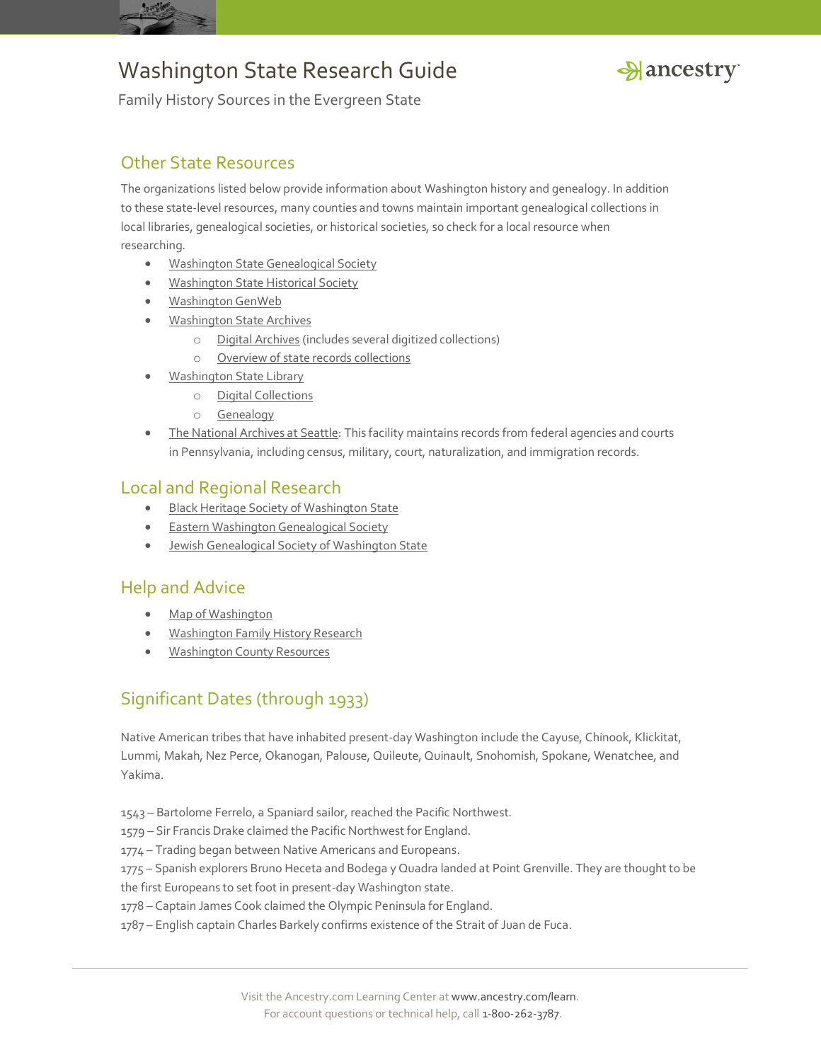## Other State Resources

The organizations listed below provide information about Washington history and genealogy. In addition to these state-level resources, many counties and towns maintain important genealogical collections in local libraries, genealogical societies, or historical societies, so check for a local resource when researching.

- Washington State Genealogical Society
- Washington State Historical Society
- Washington GenWeb
- Washington State Archives
    - Digital Archives (includes several digitized collections)
    - Overview of state records collections
- Washington State Library
    - Digital Collections
    - Genealogy
- The National Archives at Seattle: This facility maintains records from federal agencies and courts in Pennsylvania, including census, military, court, naturalization, and immigration records.

## Local and Regional Research

- Black Heritage Society of Washington State
- Eastern Washington Genealogical Society
- Jewish Genealogical Society of Washington State

## Help and Advice

- Map of Washington
- Washington Family History Research
- Washington County Resources

## Significant Dates (through 1933)

Native American tribes that have inhabited present-day Washington include the Cayuse, Chinook, Klickitat, Lummi, Makah, Nez Perce, Okanogan, Palouse, Quileute, Quinault, Snohomish, Spokane, Wenatchee, and Yakima.

1543 – Bartolome Ferrelo, a Spaniard sailor, reached the Pacific Northwest.
1579 – Sir Francis Drake claimed the Pacific Northwest for England.
1774 – Trading began between Native Americans and Europeans.
1775 – Spanish explorers Bruno Heceta and Bodega y Quadra landed at Point Grenville. They are thought to be the first Europeans to set foot in present-day Washington state.
1778 – Captain James Cook claimed the Olympic Peninsula for England.
1787 – English captain Charles Barkely confirms existence of the Strait of Juan de Fuca.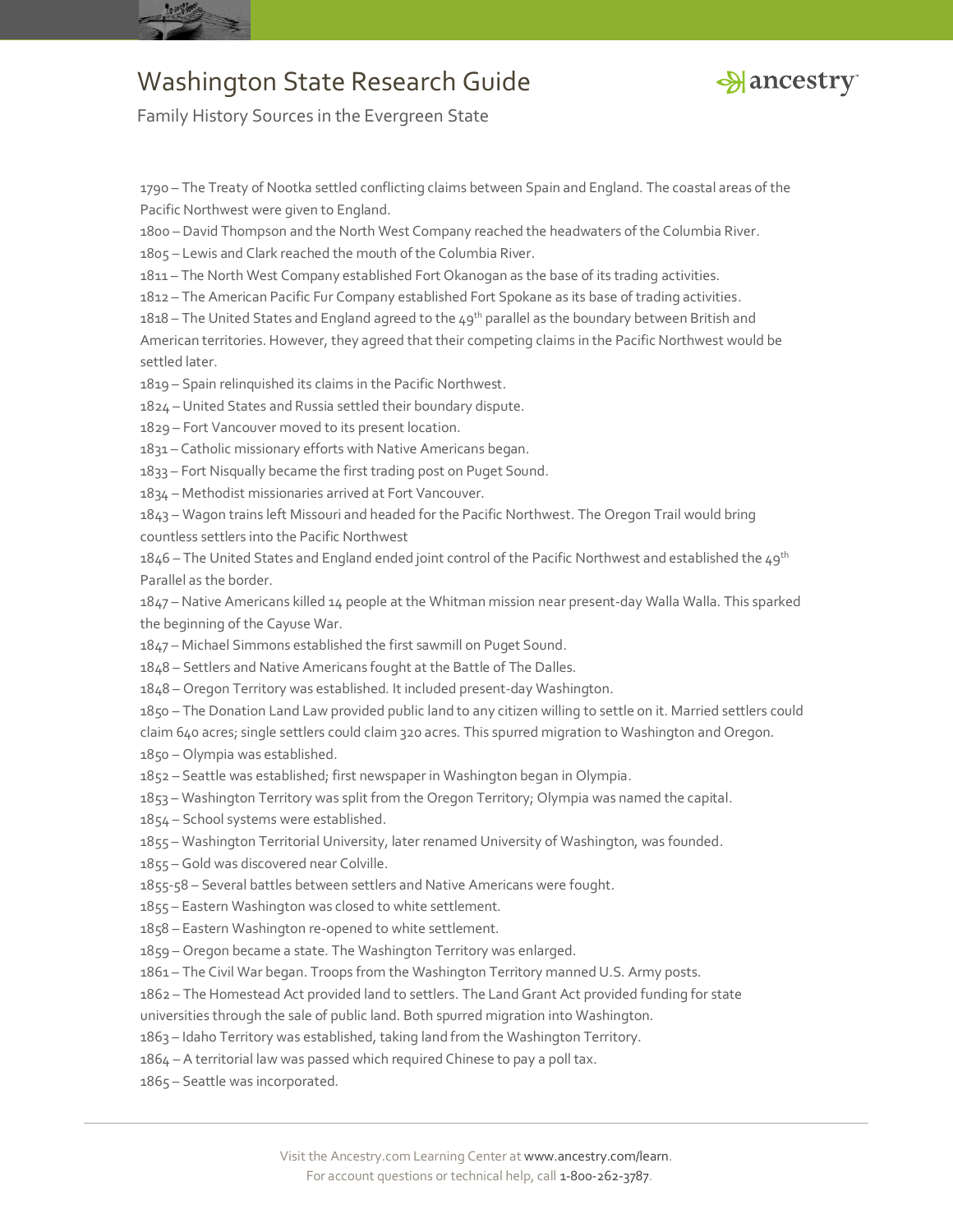1790 – The Treaty of Nootka settled conflicting claims between Spain and England. The coastal areas of the Pacific Northwest were given to England.

1800 – David Thompson and the North West Company reached the headwaters of the Columbia River.

1805 – Lewis and Clark reached the mouth of the Columbia River.

1811 – The North West Company established Fort Okanogan as the base of its trading activities.

1812 – The American Pacific Fur Company established Fort Spokane as its base of trading activities.

1818 – The United States and England agreed to the 49th parallel as the boundary between British and American territories. However, they agreed that their competing claims in the Pacific Northwest would be settled later.

1819 – Spain relinquished its claims in the Pacific Northwest.

1824 – United States and Russia settled their boundary dispute.

1829 – Fort Vancouver moved to its present location.

1831 – Catholic missionary efforts with Native Americans began.

1833 – Fort Nisqually became the first trading post on Puget Sound.

1834 – Methodist missionaries arrived at Fort Vancouver.

1843 – Wagon trains left Missouri and headed for the Pacific Northwest. The Oregon Trail would bring countless settlers into the Pacific Northwest

1846 – The United States and England ended joint control of the Pacific Northwest and established the 49th Parallel as the border.

1847 – Native Americans killed 14 people at the Whitman mission near present-day Walla Walla. This sparked the beginning of the Cayuse War.

1847 – Michael Simmons established the first sawmill on Puget Sound.

1848 – Settlers and Native Americans fought at the Battle of The Dalles.

1848 – Oregon Territory was established. It included present-day Washington.

1850 – The Donation Land Law provided public land to any citizen willing to settle on it. Married settlers could claim 640 acres; single settlers could claim 320 acres. This spurred migration to Washington and Oregon.

1850 – Olympia was established.

1852 – Seattle was established; first newspaper in Washington began in Olympia.

1853 – Washington Territory was split from the Oregon Territory; Olympia was named the capital.

1854 – School systems were established.

1855 – Washington Territorial University, later renamed University of Washington, was founded.

1855 – Gold was discovered near Colville.

1855-58 – Several battles between settlers and Native Americans were fought.

1855 – Eastern Washington was closed to white settlement.

1858 – Eastern Washington re-opened to white settlement.

1859 – Oregon became a state. The Washington Territory was enlarged.

1861 – The Civil War began. Troops from the Washington Territory manned U.S. Army posts.

1862 – The Homestead Act provided land to settlers. The Land Grant Act provided funding for state universities through the sale of public land. Both spurred migration into Washington.

1863 – Idaho Territory was established, taking land from the Washington Territory.

1864 – A territorial law was passed which required Chinese to pay a poll tax.

1865 – Seattle was incorporated.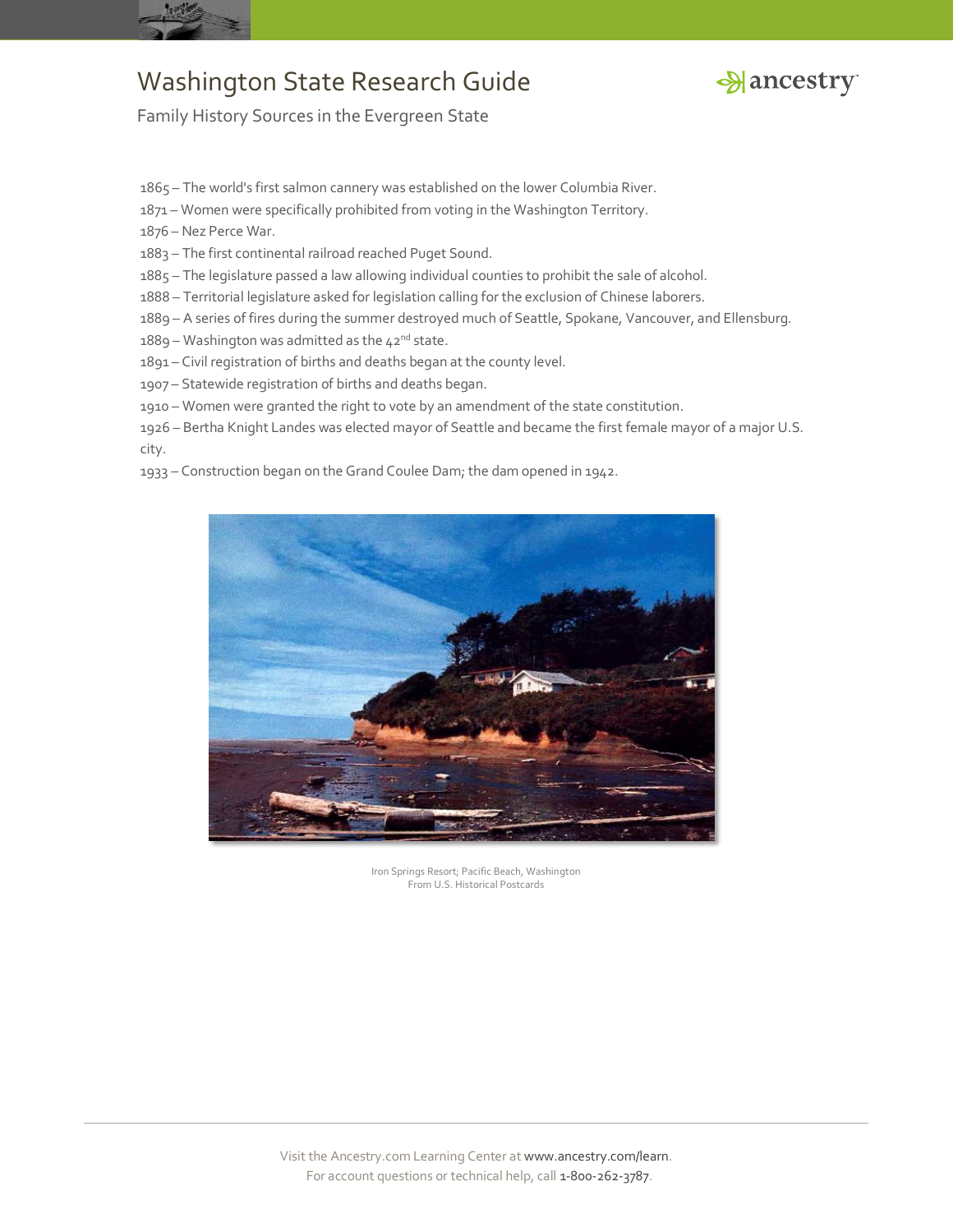1865 – The world's first salmon cannery was established on the lower Columbia River.

1871 – Women were specifically prohibited from voting in the Washington Territory.

1876 – Nez Perce War.

1883 – The first continental railroad reached Puget Sound.

1885 – The legislature passed a law allowing individual counties to prohibit the sale of alcohol.

1888 – Territorial legislature asked for legislation calling for the exclusion of Chinese laborers.

1889 – A series of fires during the summer destroyed much of Seattle, Spokane, Vancouver, and Ellensburg.

1889 – Washington was admitted as the 42nd state.

1891 – Civil registration of births and deaths began at the county level.

1907 – Statewide registration of births and deaths began.

1910 – Women were granted the right to vote by an amendment of the state constitution.

1926 – Bertha Knight Landes was elected mayor of Seattle and became the first female mayor of a major U.S. city.

1933 – Construction began on the Grand Coulee Dam; the dam opened in 1942.

Iron Springs Resort; Pacific Beach, Washington
From U.S. Historical Postcards